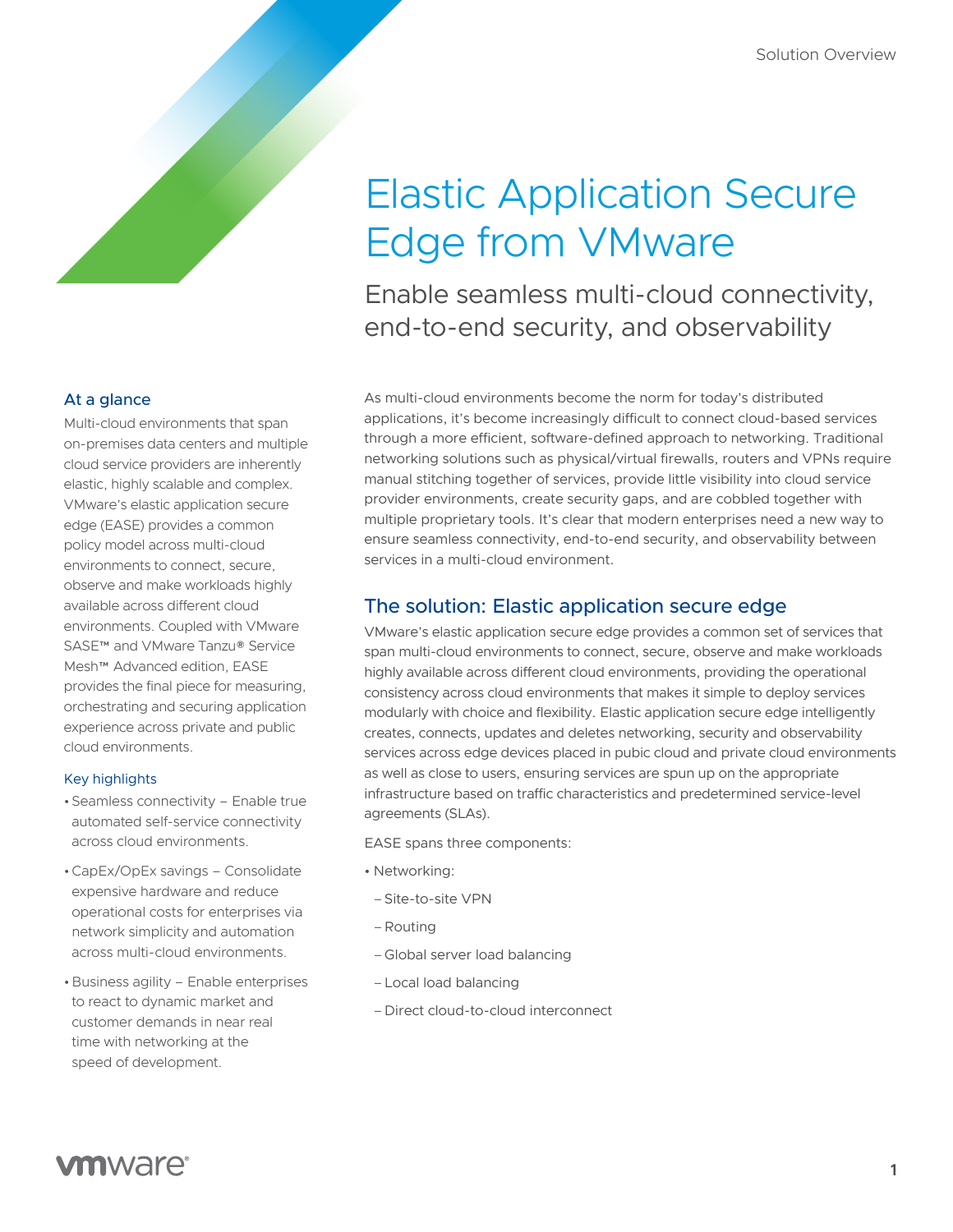Solution Overview

# Elastic Application Secure Edge from VMware

## Enable seamless multi-cloud connectivity, end-to-end security, and observability

### At a glance

Multi-cloud environments that span on-premises data centers and multiple cloud service providers are inherently elastic, highly scalable and complex. VMware's elastic application secure edge (EASE) provides a common policy model across multi-cloud environments to connect, secure, observe and make workloads highly available across different cloud environments. Coupled with VMware SASE™ and VMware Tanzu® Service Mesh™ Advanced edition, EASE provides the final piece for measuring, orchestrating and securing application experience across private and public cloud environments.

#### Key highlights

- Seamless connectivity – Enable true automated self-service connectivity across cloud environments.
- CapEx/OpEx savings – Consolidate expensive hardware and reduce operational costs for enterprises via network simplicity and automation across multi-cloud environments.
- Business agility – Enable enterprises to react to dynamic market and customer demands in near real time with networking at the speed of development.

As multi-cloud environments become the norm for today's distributed applications, it's become increasingly difficult to connect cloud-based services through a more efficient, software-defined approach to networking. Traditional networking solutions such as physical/virtual firewalls, routers and VPNs require manual stitching together of services, provide little visibility into cloud service provider environments, create security gaps, and are cobbled together with multiple proprietary tools. It's clear that modern enterprises need a new way to ensure seamless connectivity, end-to-end security, and observability between services in a multi-cloud environment.

## The solution: Elastic application secure edge

VMware's elastic application secure edge provides a common set of services that span multi-cloud environments to connect, secure, observe and make workloads highly available across different cloud environments, providing the operational consistency across cloud environments that makes it simple to deploy services modularly with choice and flexibility. Elastic application secure edge intelligently creates, connects, updates and deletes networking, security and observability services across edge devices placed in pubic cloud and private cloud environments as well as close to users, ensuring services are spun up on the appropriate infrastructure based on traffic characteristics and predetermined service-level agreements (SLAs).

EASE spans three components:

- Networking:
  - Site-to-site VPN
  - Routing
  - Global server load balancing
  - Local load balancing
  - Direct cloud-to-cloud interconnect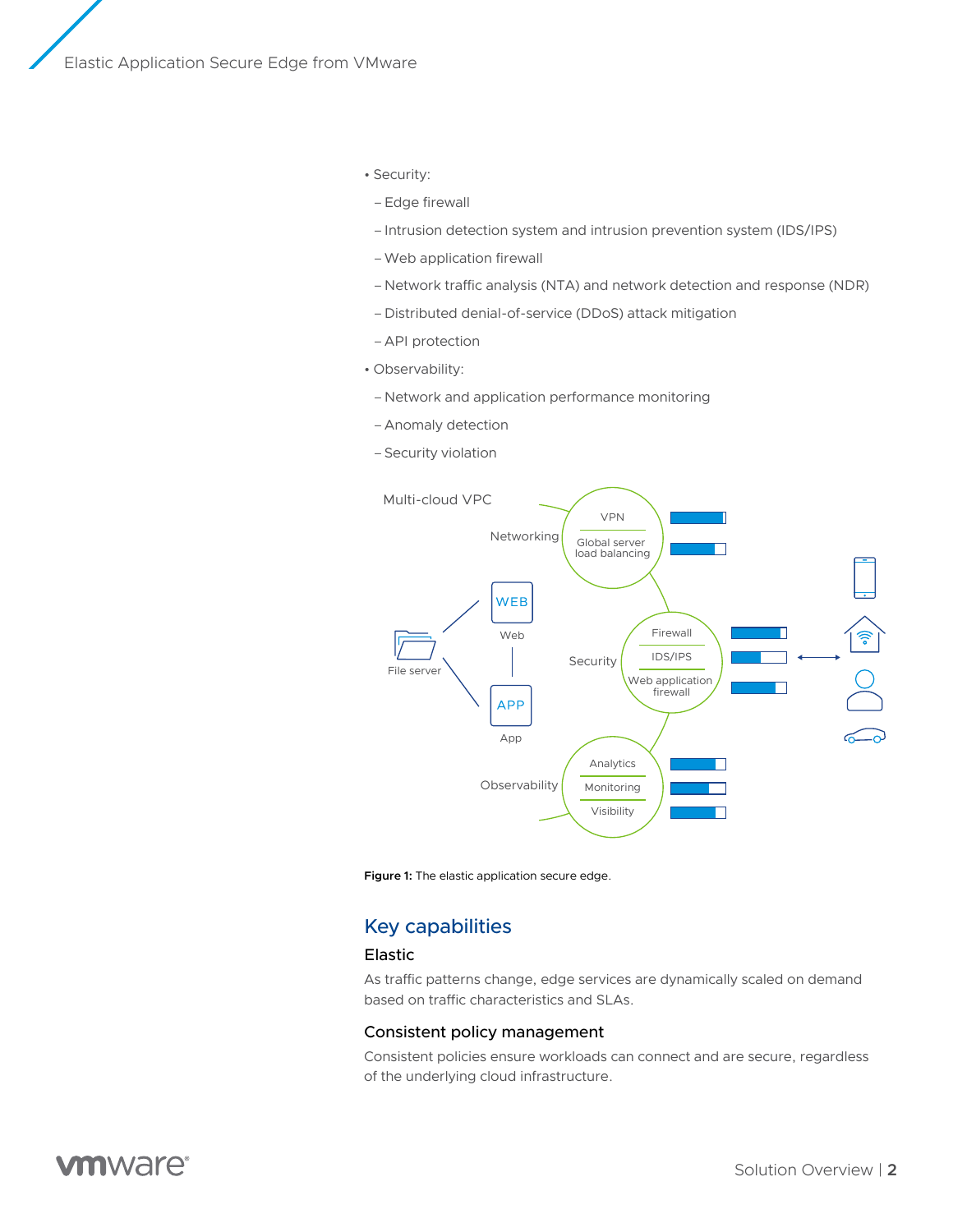- Security:
  - Edge firewall
  - Intrusion detection system and intrusion prevention system (IDS/IPS)
  - Web application firewall
  - Network traffic analysis (NTA) and network detection and response (NDR)
  - Distributed denial-of-service (DDoS) attack mitigation
  - API protection
- Observability:
  - Network and application performance monitoring
  - Anomaly detection
  - Security violation

**Figure 1:** The elastic application secure edge.

## Key capabilities

### Elastic

As traffic patterns change, edge services are dynamically scaled on demand based on traffic characteristics and SLAs.

### Consistent policy management

Consistent policies ensure workloads can connect and are secure, regardless of the underlying cloud infrastructure.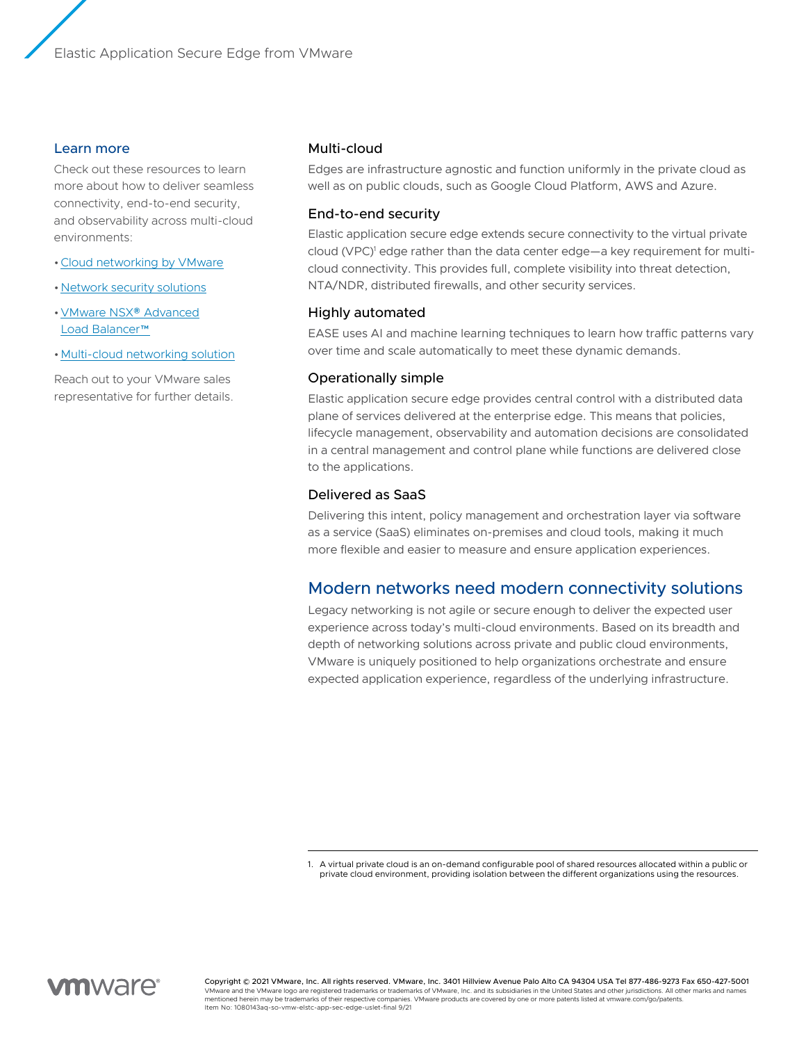## Learn more

Check out these resources to learn more about how to deliver seamless connectivity, end-to-end security, and observability across multi-cloud environments:

- Cloud networking by VMware
- Network security solutions
- VMware NSX® Advanced Load Balancer™
- Multi-cloud networking solution

Reach out to your VMware sales representative for further details.

### Multi-cloud

Edges are infrastructure agnostic and function uniformly in the private cloud as well as on public clouds, such as Google Cloud Platform, AWS and Azure.

### End-to-end security

Elastic application secure edge extends secure connectivity to the virtual private cloud (VPC)[1] edge rather than the data center edge—a key requirement for multi-cloud connectivity. This provides full, complete visibility into threat detection, NTA/NDR, distributed firewalls, and other security services.

### Highly automated

EASE uses AI and machine learning techniques to learn how traffic patterns vary over time and scale automatically to meet these dynamic demands.

### Operationally simple

Elastic application secure edge provides central control with a distributed data plane of services delivered at the enterprise edge. This means that policies, lifecycle management, observability and automation decisions are consolidated in a central management and control plane while functions are delivered close to the applications.

### Delivered as SaaS

Delivering this intent, policy management and orchestration layer via software as a service (SaaS) eliminates on-premises and cloud tools, making it much more flexible and easier to measure and ensure application experiences.

## Modern networks need modern connectivity solutions

Legacy networking is not agile or secure enough to deliver the expected user experience across today's multi-cloud environments. Based on its breadth and depth of networking solutions across private and public cloud environments, VMware is uniquely positioned to help organizations orchestrate and ensure expected application experience, regardless of the underlying infrastructure.

1. A virtual private cloud is an on-demand configurable pool of shared resources allocated within a public or private cloud environment, providing isolation between the different organizations using the resources.

Copyright © 2021 VMware, Inc. All rights reserved. VMware, Inc. 3401 Hillview Avenue Palo Alto CA 94304 USA Tel 877-486-9273 Fax 650-427-5001 VMware and the VMware logo are registered trademarks or trademarks of VMware, Inc. and its subsidiaries in the United States and other jurisdictions. All other marks and names mentioned herein may be trademarks of their respective companies. VMware products are covered by one or more patents listed at vmware.com/go/patents.
Item No: 1080143aq-so-vmw-elstc-app-sec-edge-uslet-final 9/21